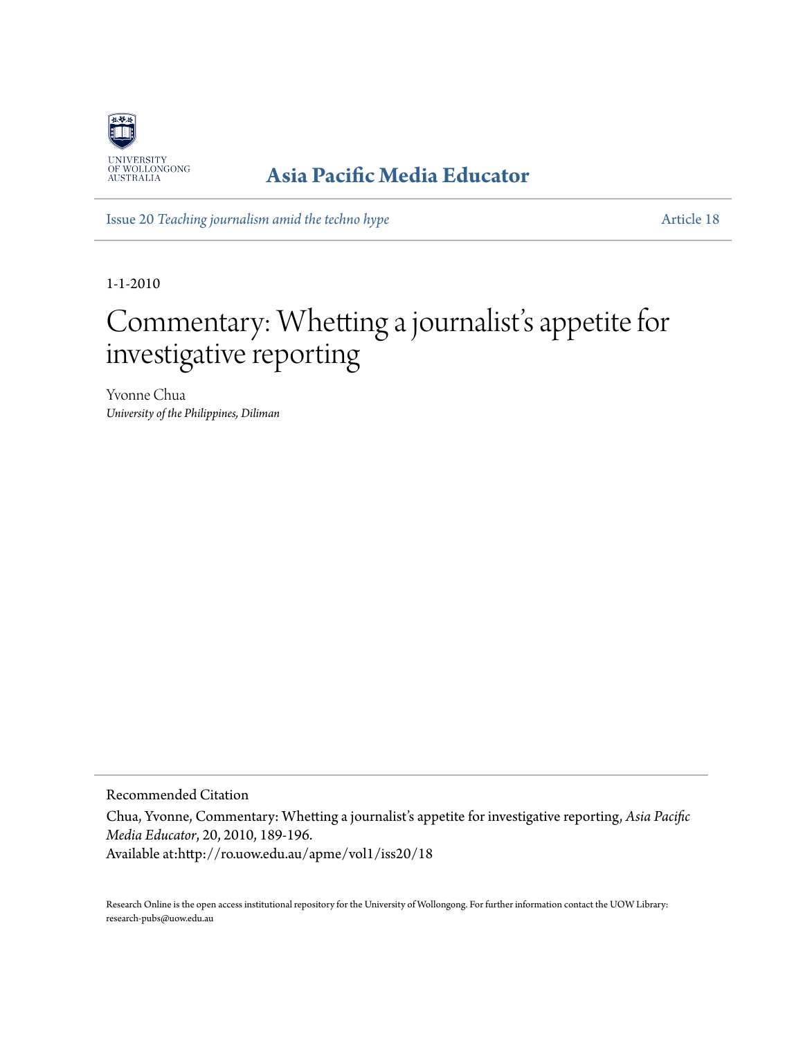UNIVERSITY OF WOLLONGONG AUSTRALIA

**Asia Pacific Media Educator**

Issue 20 *Teaching journalism amid the techno hype* — Article 18

1-1-2010

# Commentary: Whetting a journalist's appetite for investigative reporting

Yvonne Chua
*University of the Philippines, Diliman*

Recommended Citation

Chua, Yvonne, Commentary: Whetting a journalist's appetite for investigative reporting, *Asia Pacific Media Educator*, 20, 2010, 189-196.
Available at:http://ro.uow.edu.au/apme/vol1/iss20/18

Research Online is the open access institutional repository for the University of Wollongong. For further information contact the UOW Library: research-pubs@uow.edu.au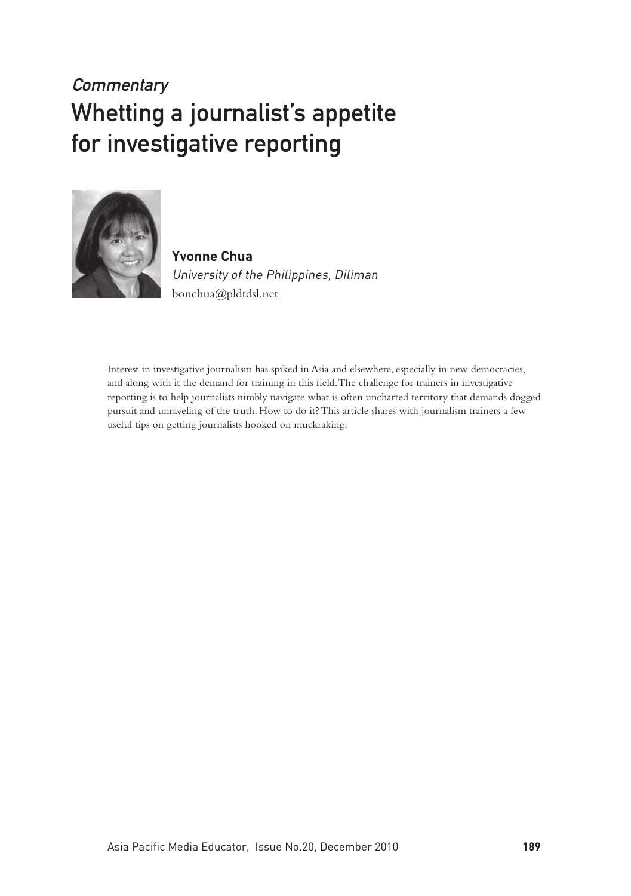*Commentary*

# Whetting a journalist's appetite for investigative reporting

**Yvonne Chua**
*University of the Philippines, Diliman*
bonchua@pldtdsl.net

Interest in investigative journalism has spiked in Asia and elsewhere, especially in new democracies, and along with it the demand for training in this field. The challenge for trainers in investigative reporting is to help journalists nimbly navigate what is often uncharted territory that demands dogged pursuit and unraveling of the truth. How to do it? This article shares with journalism trainers a few useful tips on getting journalists hooked on muckraking.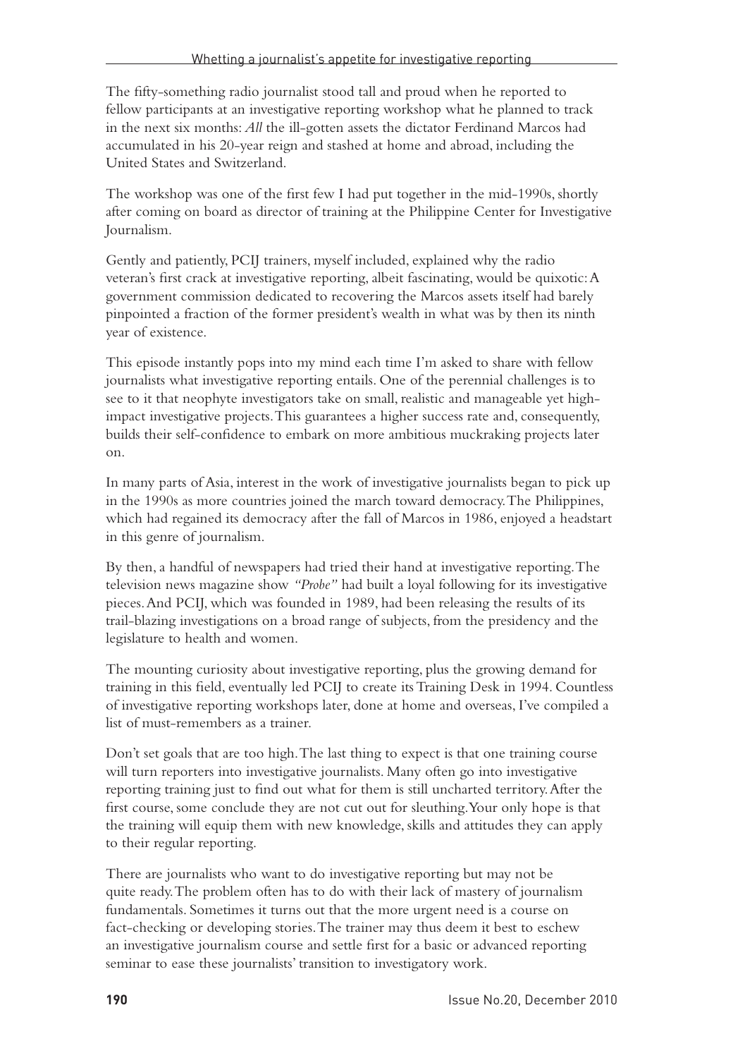The fifty-something radio journalist stood tall and proud when he reported to fellow participants at an investigative reporting workshop what he planned to track in the next six months: *All* the ill-gotten assets the dictator Ferdinand Marcos had accumulated in his 20-year reign and stashed at home and abroad, including the United States and Switzerland.

The workshop was one of the first few I had put together in the mid-1990s, shortly after coming on board as director of training at the Philippine Center for Investigative Journalism.

Gently and patiently, PCIJ trainers, myself included, explained why the radio veteran's first crack at investigative reporting, albeit fascinating, would be quixotic: A government commission dedicated to recovering the Marcos assets itself had barely pinpointed a fraction of the former president's wealth in what was by then its ninth year of existence.

This episode instantly pops into my mind each time I'm asked to share with fellow journalists what investigative reporting entails. One of the perennial challenges is to see to it that neophyte investigators take on small, realistic and manageable yet high-impact investigative projects. This guarantees a higher success rate and, consequently, builds their self-confidence to embark on more ambitious muckraking projects later on.

In many parts of Asia, interest in the work of investigative journalists began to pick up in the 1990s as more countries joined the march toward democracy. The Philippines, which had regained its democracy after the fall of Marcos in 1986, enjoyed a headstart in this genre of journalism.

By then, a handful of newspapers had tried their hand at investigative reporting. The television news magazine show *"Probe"* had built a loyal following for its investigative pieces. And PCIJ, which was founded in 1989, had been releasing the results of its trail-blazing investigations on a broad range of subjects, from the presidency and the legislature to health and women.

The mounting curiosity about investigative reporting, plus the growing demand for training in this field, eventually led PCIJ to create its Training Desk in 1994. Countless of investigative reporting workshops later, done at home and overseas, I've compiled a list of must-remembers as a trainer.

Don't set goals that are too high. The last thing to expect is that one training course will turn reporters into investigative journalists. Many often go into investigative reporting training just to find out what for them is still uncharted territory. After the first course, some conclude they are not cut out for sleuthing. Your only hope is that the training will equip them with new knowledge, skills and attitudes they can apply to their regular reporting.

There are journalists who want to do investigative reporting but may not be quite ready. The problem often has to do with their lack of mastery of journalism fundamentals. Sometimes it turns out that the more urgent need is a course on fact-checking or developing stories. The trainer may thus deem it best to eschew an investigative journalism course and settle first for a basic or advanced reporting seminar to ease these journalists' transition to investigatory work.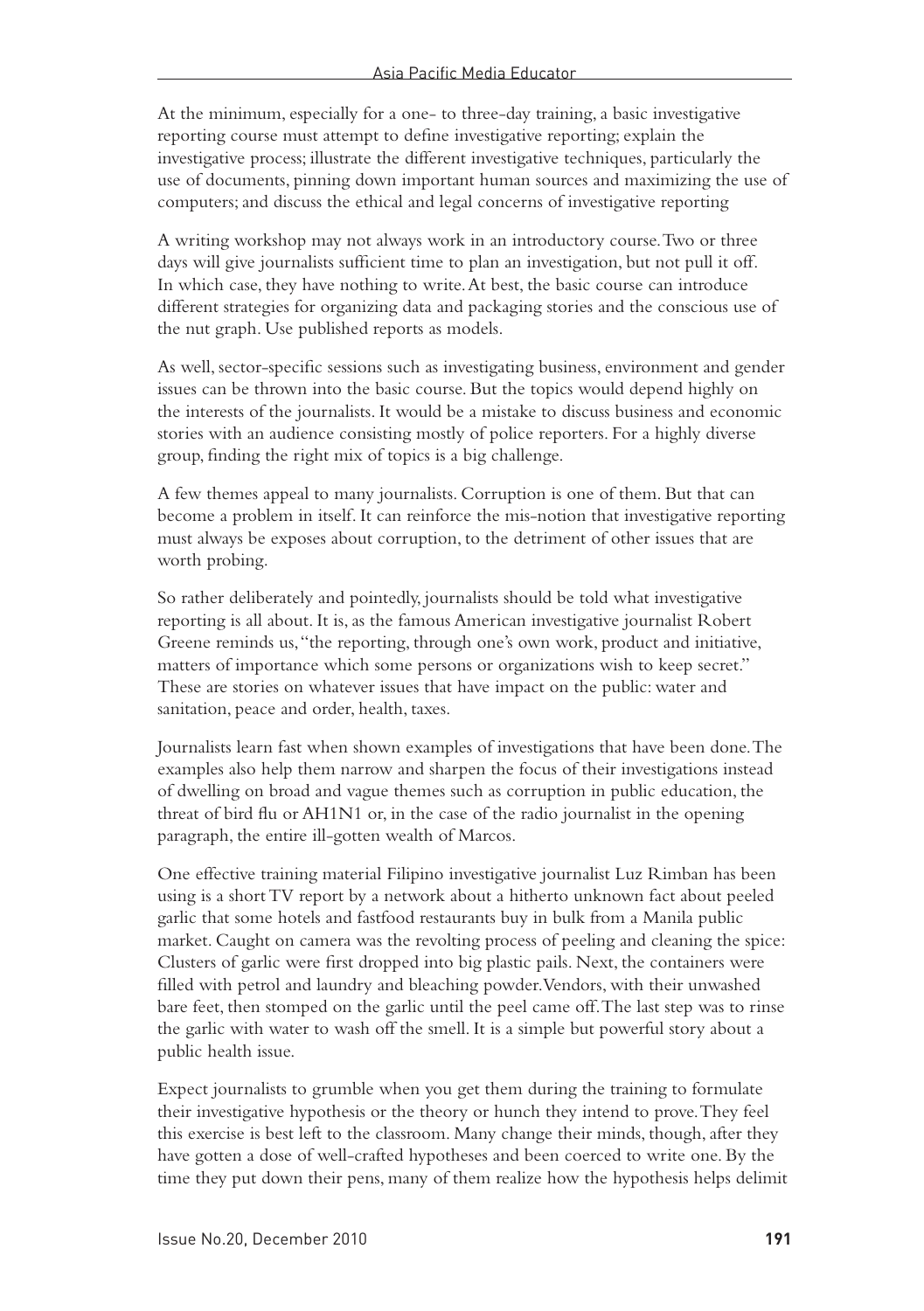At the minimum, especially for a one- to three-day training, a basic investigative reporting course must attempt to define investigative reporting; explain the investigative process; illustrate the different investigative techniques, particularly the use of documents, pinning down important human sources and maximizing the use of computers; and discuss the ethical and legal concerns of investigative reporting

A writing workshop may not always work in an introductory course. Two or three days will give journalists sufficient time to plan an investigation, but not pull it off. In which case, they have nothing to write. At best, the basic course can introduce different strategies for organizing data and packaging stories and the conscious use of the nut graph. Use published reports as models.

As well, sector-specific sessions such as investigating business, environment and gender issues can be thrown into the basic course. But the topics would depend highly on the interests of the journalists. It would be a mistake to discuss business and economic stories with an audience consisting mostly of police reporters. For a highly diverse group, finding the right mix of topics is a big challenge.

A few themes appeal to many journalists. Corruption is one of them. But that can become a problem in itself. It can reinforce the mis-notion that investigative reporting must always be exposes about corruption, to the detriment of other issues that are worth probing.

So rather deliberately and pointedly, journalists should be told what investigative reporting is all about. It is, as the famous American investigative journalist Robert Greene reminds us, "the reporting, through one's own work, product and initiative, matters of importance which some persons or organizations wish to keep secret." These are stories on whatever issues that have impact on the public: water and sanitation, peace and order, health, taxes.

Journalists learn fast when shown examples of investigations that have been done. The examples also help them narrow and sharpen the focus of their investigations instead of dwelling on broad and vague themes such as corruption in public education, the threat of bird flu or AH1N1 or, in the case of the radio journalist in the opening paragraph, the entire ill-gotten wealth of Marcos.

One effective training material Filipino investigative journalist Luz Rimban has been using is a short TV report by a network about a hitherto unknown fact about peeled garlic that some hotels and fastfood restaurants buy in bulk from a Manila public market. Caught on camera was the revolting process of peeling and cleaning the spice: Clusters of garlic were first dropped into big plastic pails. Next, the containers were filled with petrol and laundry and bleaching powder. Vendors, with their unwashed bare feet, then stomped on the garlic until the peel came off. The last step was to rinse the garlic with water to wash off the smell. It is a simple but powerful story about a public health issue.

Expect journalists to grumble when you get them during the training to formulate their investigative hypothesis or the theory or hunch they intend to prove. They feel this exercise is best left to the classroom. Many change their minds, though, after they have gotten a dose of well-crafted hypotheses and been coerced to write one. By the time they put down their pens, many of them realize how the hypothesis helps delimit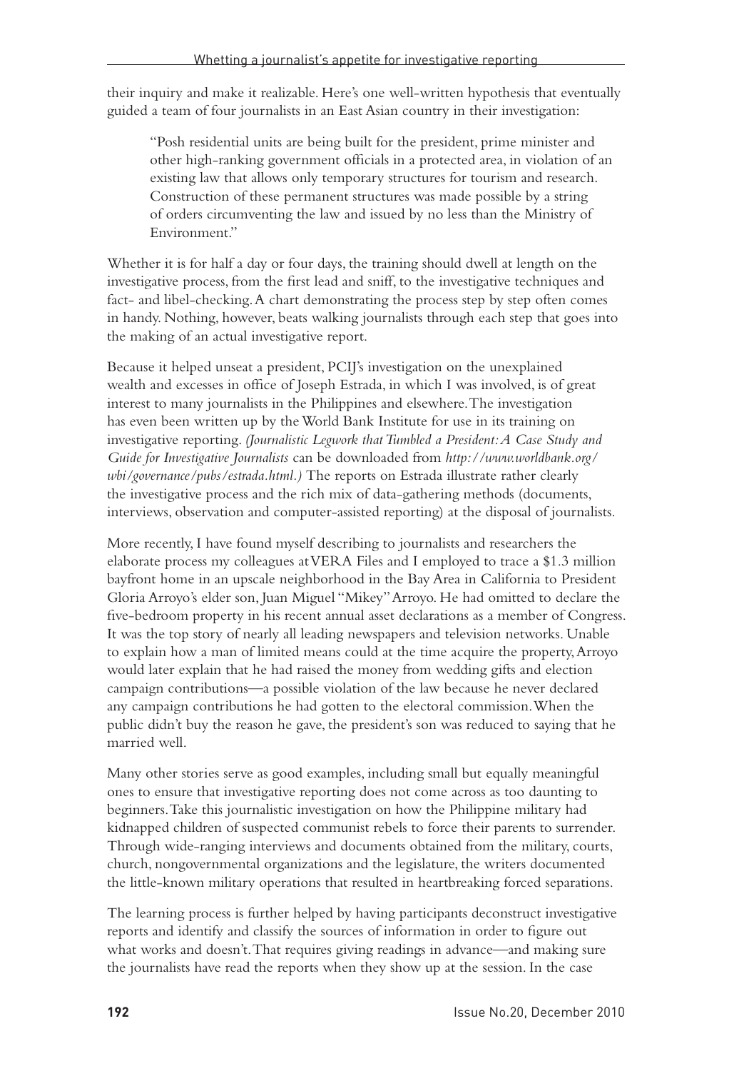their inquiry and make it realizable. Here's one well-written hypothesis that eventually guided a team of four journalists in an East Asian country in their investigation:

> "Posh residential units are being built for the president, prime minister and other high-ranking government officials in a protected area, in violation of an existing law that allows only temporary structures for tourism and research. Construction of these permanent structures was made possible by a string of orders circumventing the law and issued by no less than the Ministry of Environment."

Whether it is for half a day or four days, the training should dwell at length on the investigative process, from the first lead and sniff, to the investigative techniques and fact- and libel-checking. A chart demonstrating the process step by step often comes in handy. Nothing, however, beats walking journalists through each step that goes into the making of an actual investigative report.

Because it helped unseat a president, PCIJ's investigation on the unexplained wealth and excesses in office of Joseph Estrada, in which I was involved, is of great interest to many journalists in the Philippines and elsewhere. The investigation has even been written up by the World Bank Institute for use in its training on investigative reporting. *(Journalistic Legwork that Tumbled a President: A Case Study and Guide for Investigative Journalists* can be downloaded from *http://www.worldbank.org/wbi/governance/pubs/estrada.html.)* The reports on Estrada illustrate rather clearly the investigative process and the rich mix of data-gathering methods (documents, interviews, observation and computer-assisted reporting) at the disposal of journalists.

More recently, I have found myself describing to journalists and researchers the elaborate process my colleagues at VERA Files and I employed to trace a $1.3 million bayfront home in an upscale neighborhood in the Bay Area in California to President Gloria Arroyo's elder son, Juan Miguel "Mikey" Arroyo. He had omitted to declare the five-bedroom property in his recent annual asset declarations as a member of Congress. It was the top story of nearly all leading newspapers and television networks. Unable to explain how a man of limited means could at the time acquire the property, Arroyo would later explain that he had raised the money from wedding gifts and election campaign contributions—a possible violation of the law because he never declared any campaign contributions he had gotten to the electoral commission. When the public didn't buy the reason he gave, the president's son was reduced to saying that he married well.

Many other stories serve as good examples, including small but equally meaningful ones to ensure that investigative reporting does not come across as too daunting to beginners. Take this journalistic investigation on how the Philippine military had kidnapped children of suspected communist rebels to force their parents to surrender. Through wide-ranging interviews and documents obtained from the military, courts, church, nongovernmental organizations and the legislature, the writers documented the little-known military operations that resulted in heartbreaking forced separations.

The learning process is further helped by having participants deconstruct investigative reports and identify and classify the sources of information in order to figure out what works and doesn't. That requires giving readings in advance—and making sure the journalists have read the reports when they show up at the session. In the case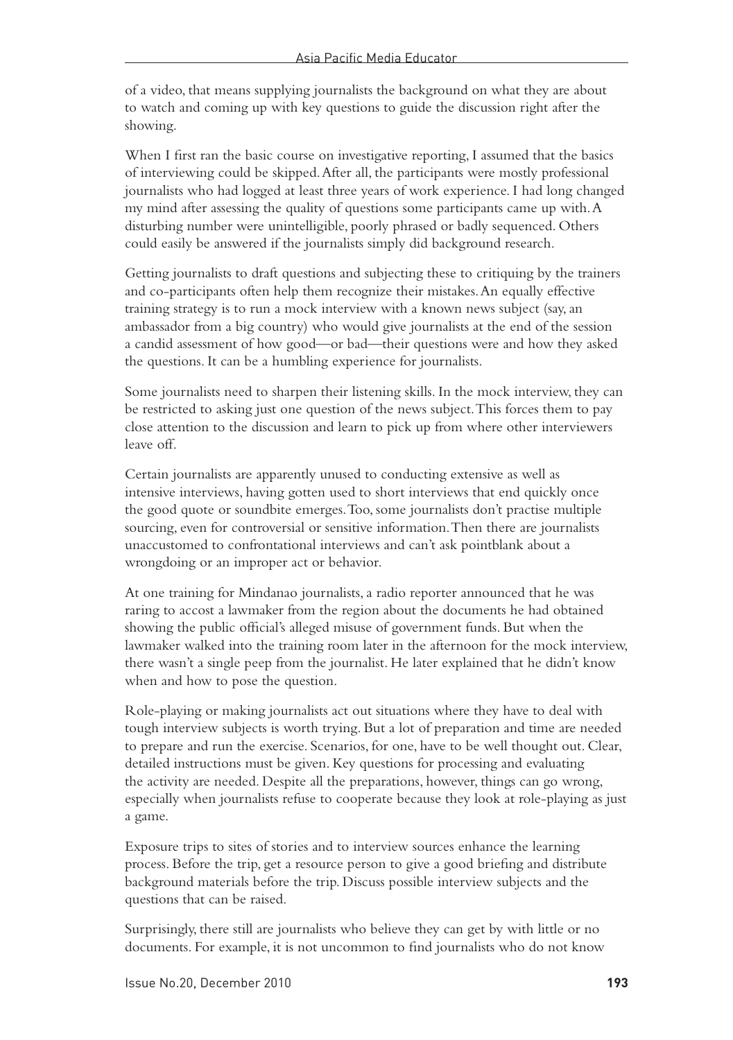of a video, that means supplying journalists the background on what they are about to watch and coming up with key questions to guide the discussion right after the showing.

When I first ran the basic course on investigative reporting, I assumed that the basics of interviewing could be skipped. After all, the participants were mostly professional journalists who had logged at least three years of work experience. I had long changed my mind after assessing the quality of questions some participants came up with. A disturbing number were unintelligible, poorly phrased or badly sequenced. Others could easily be answered if the journalists simply did background research.

Getting journalists to draft questions and subjecting these to critiquing by the trainers and co-participants often help them recognize their mistakes. An equally effective training strategy is to run a mock interview with a known news subject (say, an ambassador from a big country) who would give journalists at the end of the session a candid assessment of how good—or bad—their questions were and how they asked the questions. It can be a humbling experience for journalists.

Some journalists need to sharpen their listening skills. In the mock interview, they can be restricted to asking just one question of the news subject. This forces them to pay close attention to the discussion and learn to pick up from where other interviewers leave off.

Certain journalists are apparently unused to conducting extensive as well as intensive interviews, having gotten used to short interviews that end quickly once the good quote or soundbite emerges. Too, some journalists don't practise multiple sourcing, even for controversial or sensitive information. Then there are journalists unaccustomed to confrontational interviews and can't ask pointblank about a wrongdoing or an improper act or behavior.

At one training for Mindanao journalists, a radio reporter announced that he was raring to accost a lawmaker from the region about the documents he had obtained showing the public official's alleged misuse of government funds. But when the lawmaker walked into the training room later in the afternoon for the mock interview, there wasn't a single peep from the journalist. He later explained that he didn't know when and how to pose the question.

Role-playing or making journalists act out situations where they have to deal with tough interview subjects is worth trying. But a lot of preparation and time are needed to prepare and run the exercise. Scenarios, for one, have to be well thought out. Clear, detailed instructions must be given. Key questions for processing and evaluating the activity are needed. Despite all the preparations, however, things can go wrong, especially when journalists refuse to cooperate because they look at role-playing as just a game.

Exposure trips to sites of stories and to interview sources enhance the learning process. Before the trip, get a resource person to give a good briefing and distribute background materials before the trip. Discuss possible interview subjects and the questions that can be raised.

Surprisingly, there still are journalists who believe they can get by with little or no documents. For example, it is not uncommon to find journalists who do not know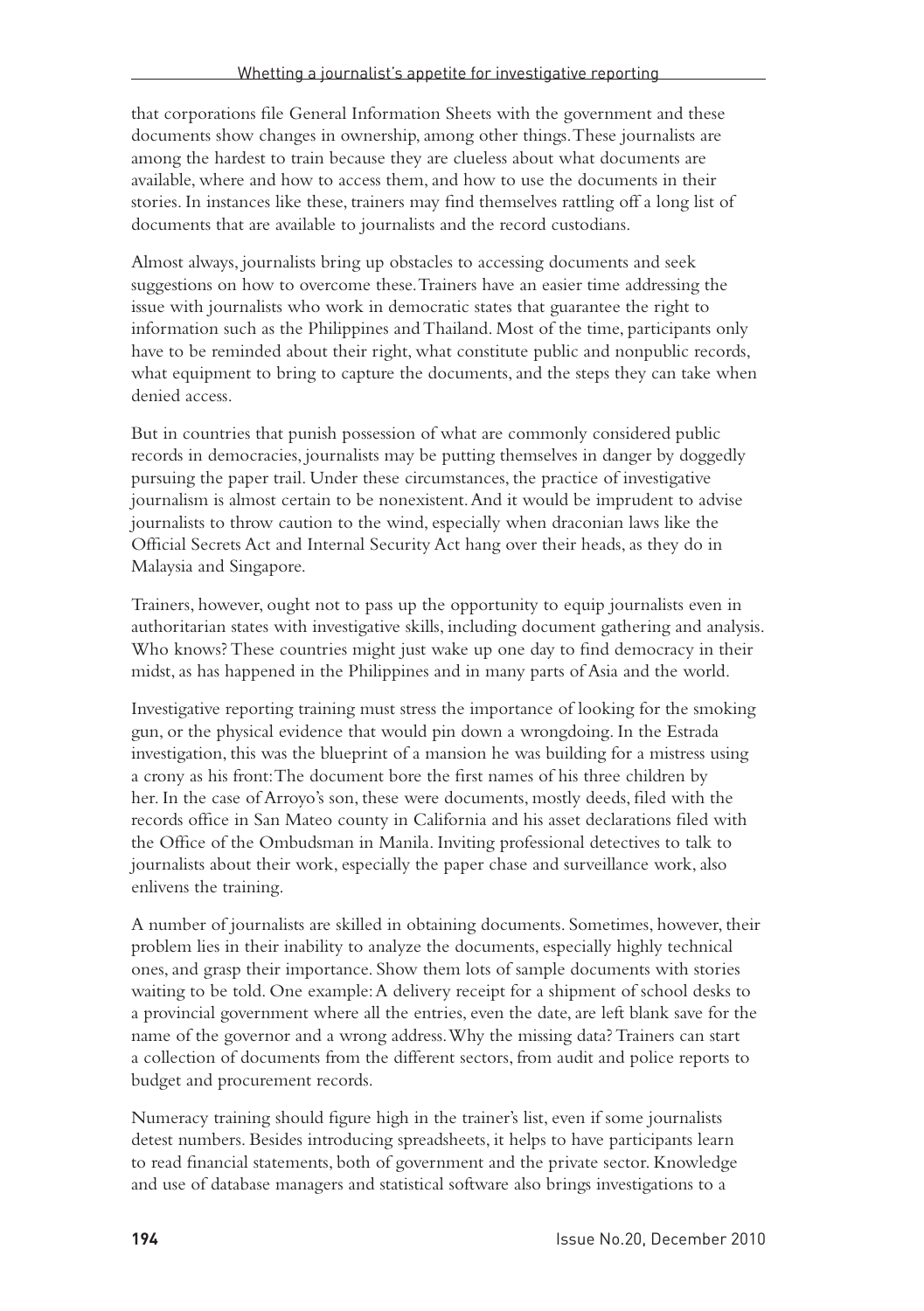that corporations file General Information Sheets with the government and these documents show changes in ownership, among other things. These journalists are among the hardest to train because they are clueless about what documents are available, where and how to access them, and how to use the documents in their stories. In instances like these, trainers may find themselves rattling off a long list of documents that are available to journalists and the record custodians.

Almost always, journalists bring up obstacles to accessing documents and seek suggestions on how to overcome these. Trainers have an easier time addressing the issue with journalists who work in democratic states that guarantee the right to information such as the Philippines and Thailand. Most of the time, participants only have to be reminded about their right, what constitute public and nonpublic records, what equipment to bring to capture the documents, and the steps they can take when denied access.

But in countries that punish possession of what are commonly considered public records in democracies, journalists may be putting themselves in danger by doggedly pursuing the paper trail. Under these circumstances, the practice of investigative journalism is almost certain to be nonexistent. And it would be imprudent to advise journalists to throw caution to the wind, especially when draconian laws like the Official Secrets Act and Internal Security Act hang over their heads, as they do in Malaysia and Singapore.

Trainers, however, ought not to pass up the opportunity to equip journalists even in authoritarian states with investigative skills, including document gathering and analysis. Who knows? These countries might just wake up one day to find democracy in their midst, as has happened in the Philippines and in many parts of Asia and the world.

Investigative reporting training must stress the importance of looking for the smoking gun, or the physical evidence that would pin down a wrongdoing. In the Estrada investigation, this was the blueprint of a mansion he was building for a mistress using a crony as his front: The document bore the first names of his three children by her. In the case of Arroyo's son, these were documents, mostly deeds, filed with the records office in San Mateo county in California and his asset declarations filed with the Office of the Ombudsman in Manila. Inviting professional detectives to talk to journalists about their work, especially the paper chase and surveillance work, also enlivens the training.

A number of journalists are skilled in obtaining documents. Sometimes, however, their problem lies in their inability to analyze the documents, especially highly technical ones, and grasp their importance. Show them lots of sample documents with stories waiting to be told. One example: A delivery receipt for a shipment of school desks to a provincial government where all the entries, even the date, are left blank save for the name of the governor and a wrong address. Why the missing data? Trainers can start a collection of documents from the different sectors, from audit and police reports to budget and procurement records.

Numeracy training should figure high in the trainer's list, even if some journalists detest numbers. Besides introducing spreadsheets, it helps to have participants learn to read financial statements, both of government and the private sector. Knowledge and use of database managers and statistical software also brings investigations to a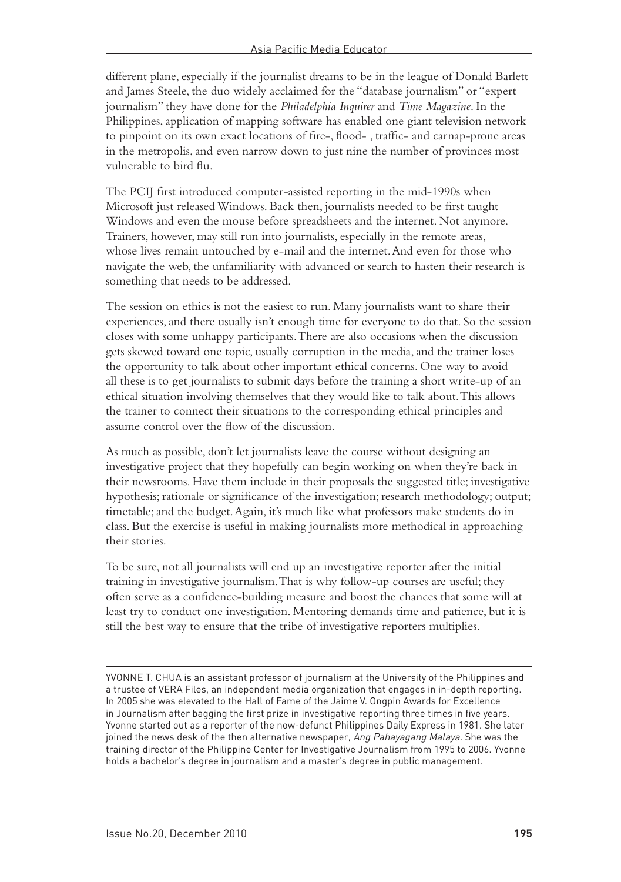different plane, especially if the journalist dreams to be in the league of Donald Barlett and James Steele, the duo widely acclaimed for the "database journalism" or "expert journalism" they have done for the *Philadelphia Inquirer* and *Time Magazine*. In the Philippines, application of mapping software has enabled one giant television network to pinpoint on its own exact locations of fire-, flood- , traffic- and carnap-prone areas in the metropolis, and even narrow down to just nine the number of provinces most vulnerable to bird flu.

The PCIJ first introduced computer-assisted reporting in the mid-1990s when Microsoft just released Windows. Back then, journalists needed to be first taught Windows and even the mouse before spreadsheets and the internet. Not anymore. Trainers, however, may still run into journalists, especially in the remote areas, whose lives remain untouched by e-mail and the internet. And even for those who navigate the web, the unfamiliarity with advanced or search to hasten their research is something that needs to be addressed.

The session on ethics is not the easiest to run. Many journalists want to share their experiences, and there usually isn't enough time for everyone to do that. So the session closes with some unhappy participants. There are also occasions when the discussion gets skewed toward one topic, usually corruption in the media, and the trainer loses the opportunity to talk about other important ethical concerns. One way to avoid all these is to get journalists to submit days before the training a short write-up of an ethical situation involving themselves that they would like to talk about. This allows the trainer to connect their situations to the corresponding ethical principles and assume control over the flow of the discussion.

As much as possible, don't let journalists leave the course without designing an investigative project that they hopefully can begin working on when they're back in their newsrooms. Have them include in their proposals the suggested title; investigative hypothesis; rationale or significance of the investigation; research methodology; output; timetable; and the budget. Again, it's much like what professors make students do in class. But the exercise is useful in making journalists more methodical in approaching their stories.

To be sure, not all journalists will end up an investigative reporter after the initial training in investigative journalism. That is why follow-up courses are useful; they often serve as a confidence-building measure and boost the chances that some will at least try to conduct one investigation. Mentoring demands time and patience, but it is still the best way to ensure that the tribe of investigative reporters multiplies.

---

YVONNE T. CHUA is an assistant professor of journalism at the University of the Philippines and a trustee of VERA Files, an independent media organization that engages in in-depth reporting. In 2005 she was elevated to the Hall of Fame of the Jaime V. Ongpin Awards for Excellence in Journalism after bagging the first prize in investigative reporting three times in five years. Yvonne started out as a reporter of the now-defunct Philippines Daily Express in 1981. She later joined the news desk of the then alternative newspaper, *Ang Pahayagang Malaya*. She was the training director of the Philippine Center for Investigative Journalism from 1995 to 2006. Yvonne holds a bachelor's degree in journalism and a master's degree in public management.